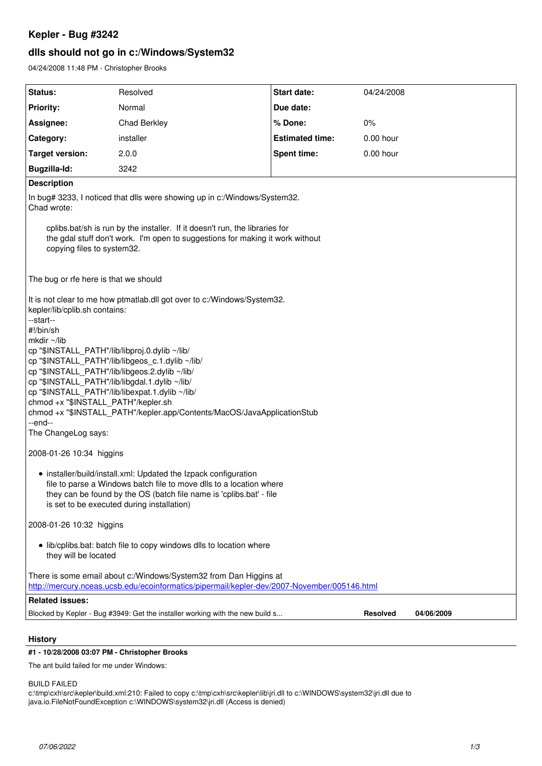# Kepler - Bug #3242

## dlls should not go in c:/Windows/System32

04/24/2008 11:48 PM - Christopher Brooks

| Status: | Resolved | Start date: | 04/24/2008 |
|---|---|---|---|
| Priority: | Normal | Due date: | |
| Assignee: | Chad Berkley | % Done: | 0% |
| Category: | installer | Estimated time: | 0.00 hour |
| Target version: | 2.0.0 | Spent time: | 0.00 hour |
| Bugzilla-Id: | 3242 | | |

**Description**

In bug# 3233, I noticed that dlls were showing up in c:/Windows/System32.
Chad wrote:

> cplibs.bat/sh is run by the installer. If it doesn't run, the libraries for the gdal stuff don't work. I'm open to suggestions for making it work without copying files to system32.

The bug or rfe here is that we should

It is not clear to me how ptmatlab.dll got over to c:/Windows/System32.
kepler/lib/cplib.sh contains:

```
--start--
#!/bin/sh
mkdir ~/lib
cp "$INSTALL_PATH"/lib/libproj.0.dylib ~/lib/
cp "$INSTALL_PATH"/lib/libgeos_c.1.dylib ~/lib/
cp "$INSTALL_PATH"/lib/libgeos.2.dylib ~/lib/
cp "$INSTALL_PATH"/lib/libgdal.1.dylib ~/lib/
cp "$INSTALL_PATH"/lib/libexpat.1.dylib ~/lib/
chmod +x "$INSTALL_PATH"/kepler.sh
chmod +x "$INSTALL_PATH"/kepler.app/Contents/MacOS/JavaApplicationStub
--end--
```

The ChangeLog says:

2008-01-26 10:34 higgins

- installer/build/install.xml: Updated the Izpack configuration file to parse a Windows batch file to move dlls to a location where they can be found by the OS (batch file name is 'cplibs.bat' - file is set to be executed during installation)

2008-01-26 10:32 higgins

- lib/cplibs.bat: batch file to copy windows dlls to location where they will be located

There is some email about c:/Windows/System32 from Dan Higgins at
http://mercury.nceas.ucsb.edu/ecoinformatics/pipermail/kepler-dev/2007-November/005146.html

**Related issues:**

| | | |
|---|---|---|
| Blocked by Kepler - Bug #3949: Get the installer working with the new build s... | Resolved | 04/06/2009 |

## History

### #1 - 10/28/2008 03:07 PM - Christopher Brooks

The ant build failed for me under Windows:

BUILD FAILED
c:\tmp\cxh\src\kepler\build.xml:210: Failed to copy c:\tmp\cxh\src\kepler\lib\jri.dll to c:\WINDOWS\system32\jri.dll due to java.io.FileNotFoundException c:\WINDOWS\system32\jri.dll (Access is denied)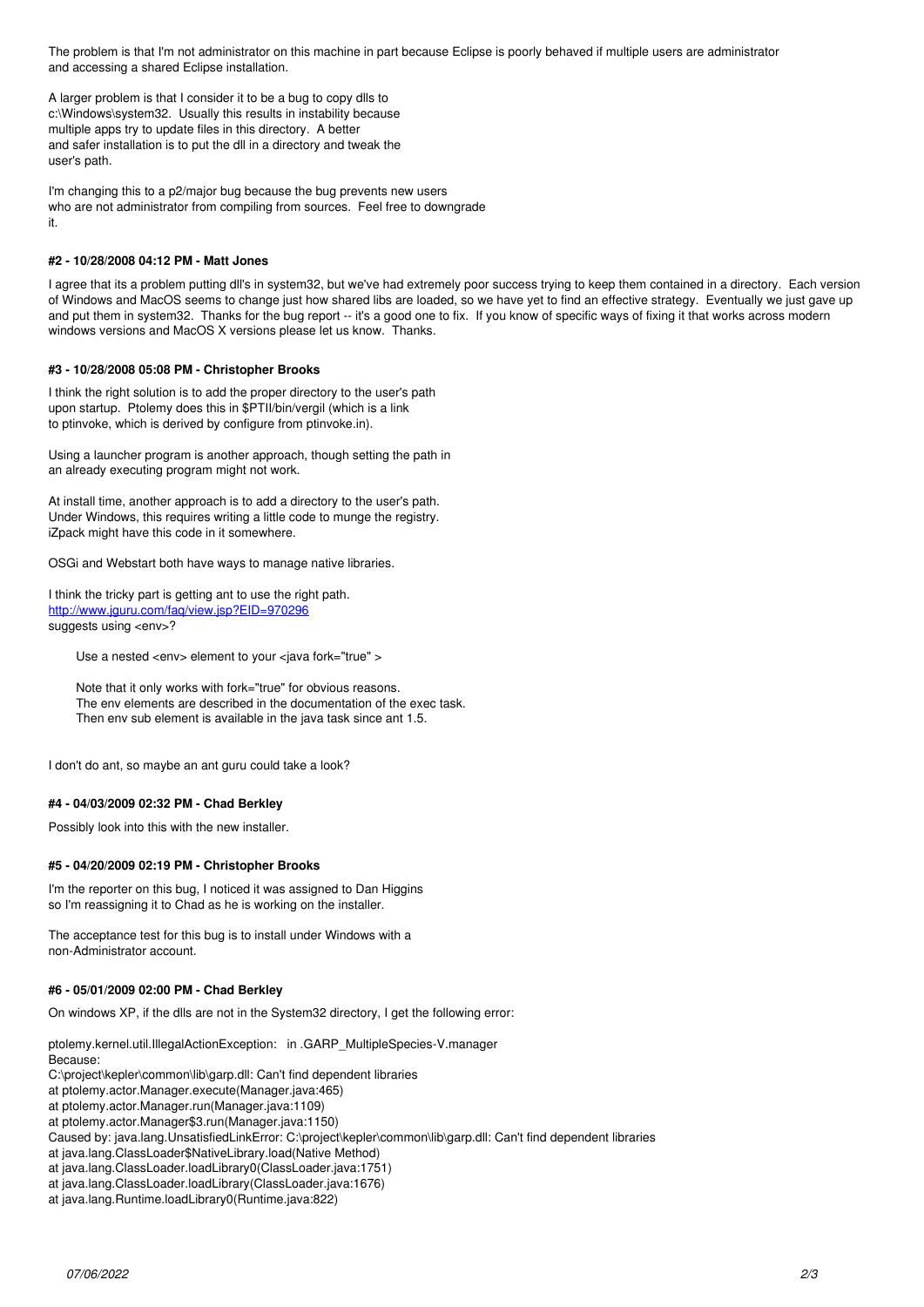The problem is that I'm not administrator on this machine in part because Eclipse is poorly behaved if multiple users are administrator and accessing a shared Eclipse installation.

A larger problem is that I consider it to be a bug to copy dlls to c:\Windows\system32. Usually this results in instability because multiple apps try to update files in this directory. A better and safer installation is to put the dll in a directory and tweak the user's path.

I'm changing this to a p2/major bug because the bug prevents new users who are not administrator from compiling from sources. Feel free to downgrade it.

#### #2 - 10/28/2008 04:12 PM - Matt Jones

I agree that its a problem putting dll's in system32, but we've had extremely poor success trying to keep them contained in a directory. Each version of Windows and MacOS seems to change just how shared libs are loaded, so we have yet to find an effective strategy. Eventually we just gave up and put them in system32. Thanks for the bug report -- it's a good one to fix. If you know of specific ways of fixing it that works across modern windows versions and MacOS X versions please let us know. Thanks.

#### #3 - 10/28/2008 05:08 PM - Christopher Brooks

I think the right solution is to add the proper directory to the user's path upon startup. Ptolemy does this in $PTII/bin/vergil (which is a link to ptinvoke, which is derived by configure from ptinvoke.in).

Using a launcher program is another approach, though setting the path in an already executing program might not work.

At install time, another approach is to add a directory to the user's path. Under Windows, this requires writing a little code to munge the registry. iZpack might have this code in it somewhere.

OSGi and Webstart both have ways to manage native libraries.

I think the tricky part is getting ant to use the right path.
http://www.jguru.com/faq/view.jsp?EID=970296
suggests using <env>?

> Use a nested <env> element to your <java fork="true" >
>
> Note that it only works with fork="true" for obvious reasons.
> The env elements are described in the documentation of the exec task.
> Then env sub element is available in the java task since ant 1.5.

I don't do ant, so maybe an ant guru could take a look?

#### #4 - 04/03/2009 02:32 PM - Chad Berkley

Possibly look into this with the new installer.

#### #5 - 04/20/2009 02:19 PM - Christopher Brooks

I'm the reporter on this bug, I noticed it was assigned to Dan Higgins so I'm reassigning it to Chad as he is working on the installer.

The acceptance test for this bug is to install under Windows with a non-Administrator account.

#### #6 - 05/01/2009 02:00 PM - Chad Berkley

On windows XP, if the dlls are not in the System32 directory, I get the following error:

```
ptolemy.kernel.util.IllegalActionException:   in .GARP_MultipleSpecies-V.manager
Because:
C:\project\kepler\common\lib\garp.dll: Can't find dependent libraries
at ptolemy.actor.Manager.execute(Manager.java:465)
at ptolemy.actor.Manager.run(Manager.java:1109)
at ptolemy.actor.Manager$3.run(Manager.java:1150)
Caused by: java.lang.UnsatisfiedLinkError: C:\project\kepler\common\lib\garp.dll: Can't find dependent libraries
at java.lang.ClassLoader$NativeLibrary.load(Native Method)
at java.lang.ClassLoader.loadLibrary0(ClassLoader.java:1751)
at java.lang.ClassLoader.loadLibrary(ClassLoader.java:1676)
at java.lang.Runtime.loadLibrary0(Runtime.java:822)
```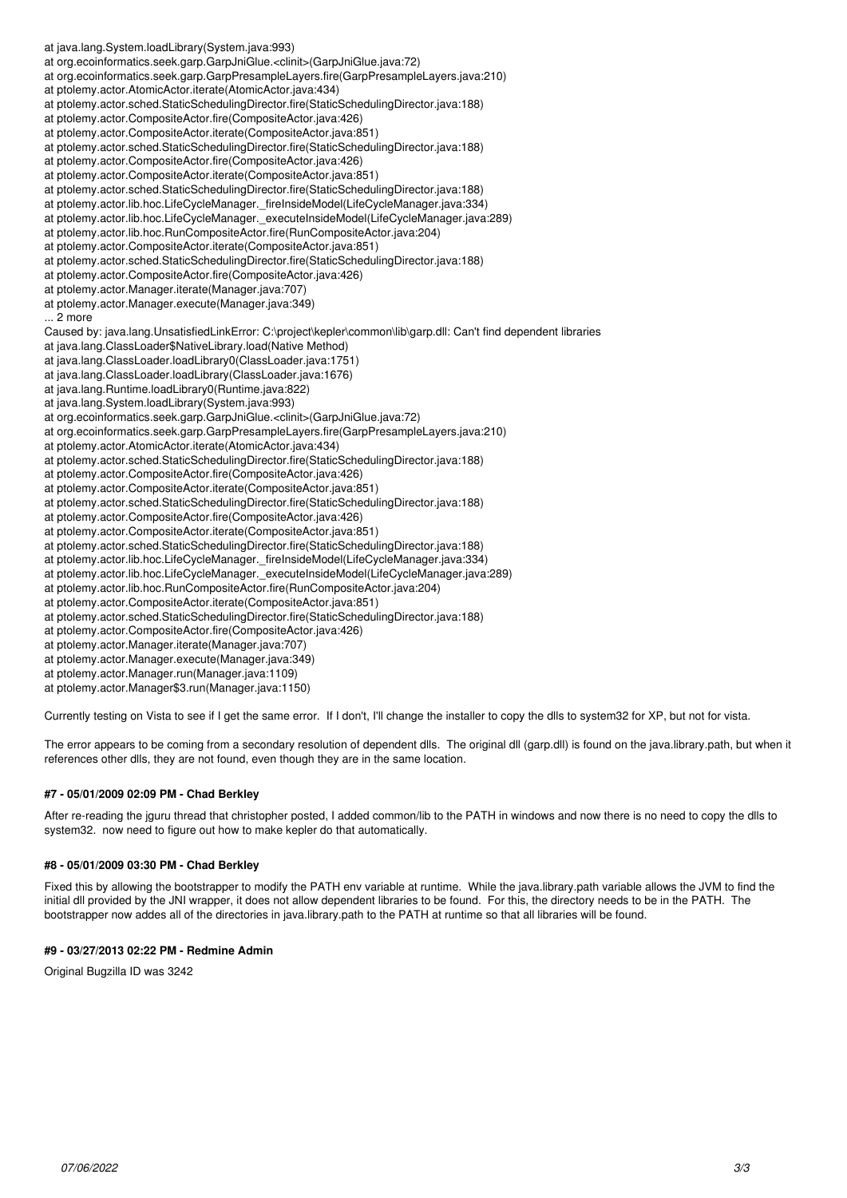```
at java.lang.System.loadLibrary(System.java:993)
at org.ecoinformatics.seek.garp.GarpJniGlue.<clinit>(GarpJniGlue.java:72)
at org.ecoinformatics.seek.garp.GarpPresampleLayers.fire(GarpPresampleLayers.java:210)
at ptolemy.actor.AtomicActor.iterate(AtomicActor.java:434)
at ptolemy.actor.sched.StaticSchedulingDirector.fire(StaticSchedulingDirector.java:188)
at ptolemy.actor.CompositeActor.fire(CompositeActor.java:426)
at ptolemy.actor.CompositeActor.iterate(CompositeActor.java:851)
at ptolemy.actor.sched.StaticSchedulingDirector.fire(StaticSchedulingDirector.java:188)
at ptolemy.actor.CompositeActor.fire(CompositeActor.java:426)
at ptolemy.actor.CompositeActor.iterate(CompositeActor.java:851)
at ptolemy.actor.sched.StaticSchedulingDirector.fire(StaticSchedulingDirector.java:188)
at ptolemy.actor.lib.hoc.LifeCycleManager._fireInsideModel(LifeCycleManager.java:334)
at ptolemy.actor.lib.hoc.LifeCycleManager._executeInsideModel(LifeCycleManager.java:289)
at ptolemy.actor.lib.hoc.RunCompositeActor.fire(RunCompositeActor.java:204)
at ptolemy.actor.CompositeActor.iterate(CompositeActor.java:851)
at ptolemy.actor.sched.StaticSchedulingDirector.fire(StaticSchedulingDirector.java:188)
at ptolemy.actor.CompositeActor.fire(CompositeActor.java:426)
at ptolemy.actor.Manager.iterate(Manager.java:707)
at ptolemy.actor.Manager.execute(Manager.java:349)
... 2 more
Caused by: java.lang.UnsatisfiedLinkError: C:\project\kepler\common\lib\garp.dll: Can't find dependent libraries
at java.lang.ClassLoader$NativeLibrary.load(Native Method)
at java.lang.ClassLoader.loadLibrary0(ClassLoader.java:1751)
at java.lang.ClassLoader.loadLibrary(ClassLoader.java:1676)
at java.lang.Runtime.loadLibrary0(Runtime.java:822)
at java.lang.System.loadLibrary(System.java:993)
at org.ecoinformatics.seek.garp.GarpJniGlue.<clinit>(GarpJniGlue.java:72)
at org.ecoinformatics.seek.garp.GarpPresampleLayers.fire(GarpPresampleLayers.java:210)
at ptolemy.actor.AtomicActor.iterate(AtomicActor.java:434)
at ptolemy.actor.sched.StaticSchedulingDirector.fire(StaticSchedulingDirector.java:188)
at ptolemy.actor.CompositeActor.fire(CompositeActor.java:426)
at ptolemy.actor.CompositeActor.iterate(CompositeActor.java:851)
at ptolemy.actor.sched.StaticSchedulingDirector.fire(StaticSchedulingDirector.java:188)
at ptolemy.actor.CompositeActor.fire(CompositeActor.java:426)
at ptolemy.actor.CompositeActor.iterate(CompositeActor.java:851)
at ptolemy.actor.sched.StaticSchedulingDirector.fire(StaticSchedulingDirector.java:188)
at ptolemy.actor.lib.hoc.LifeCycleManager._fireInsideModel(LifeCycleManager.java:334)
at ptolemy.actor.lib.hoc.LifeCycleManager._executeInsideModel(LifeCycleManager.java:289)
at ptolemy.actor.lib.hoc.RunCompositeActor.fire(RunCompositeActor.java:204)
at ptolemy.actor.CompositeActor.iterate(CompositeActor.java:851)
at ptolemy.actor.sched.StaticSchedulingDirector.fire(StaticSchedulingDirector.java:188)
at ptolemy.actor.CompositeActor.fire(CompositeActor.java:426)
at ptolemy.actor.Manager.iterate(Manager.java:707)
at ptolemy.actor.Manager.execute(Manager.java:349)
at ptolemy.actor.Manager.run(Manager.java:1109)
at ptolemy.actor.Manager$3.run(Manager.java:1150)
```

Currently testing on Vista to see if I get the same error. If I don't, I'll change the installer to copy the dlls to system32 for XP, but not for vista.

The error appears to be coming from a secondary resolution of dependent dlls. The original dll (garp.dll) is found on the java.library.path, but when it references other dlls, they are not found, even though they are in the same location.

#### #7 - 05/01/2009 02:09 PM - Chad Berkley

After re-reading the jguru thread that christopher posted, I added common/lib to the PATH in windows and now there is no need to copy the dlls to system32. now need to figure out how to make kepler do that automatically.

#### #8 - 05/01/2009 03:30 PM - Chad Berkley

Fixed this by allowing the bootstrapper to modify the PATH env variable at runtime. While the java.library.path variable allows the JVM to find the initial dll provided by the JNI wrapper, it does not allow dependent libraries to be found. For this, the directory needs to be in the PATH. The bootstrapper now addes all of the directories in java.library.path to the PATH at runtime so that all libraries will be found.

#### #9 - 03/27/2013 02:22 PM - Redmine Admin

Original Bugzilla ID was 3242